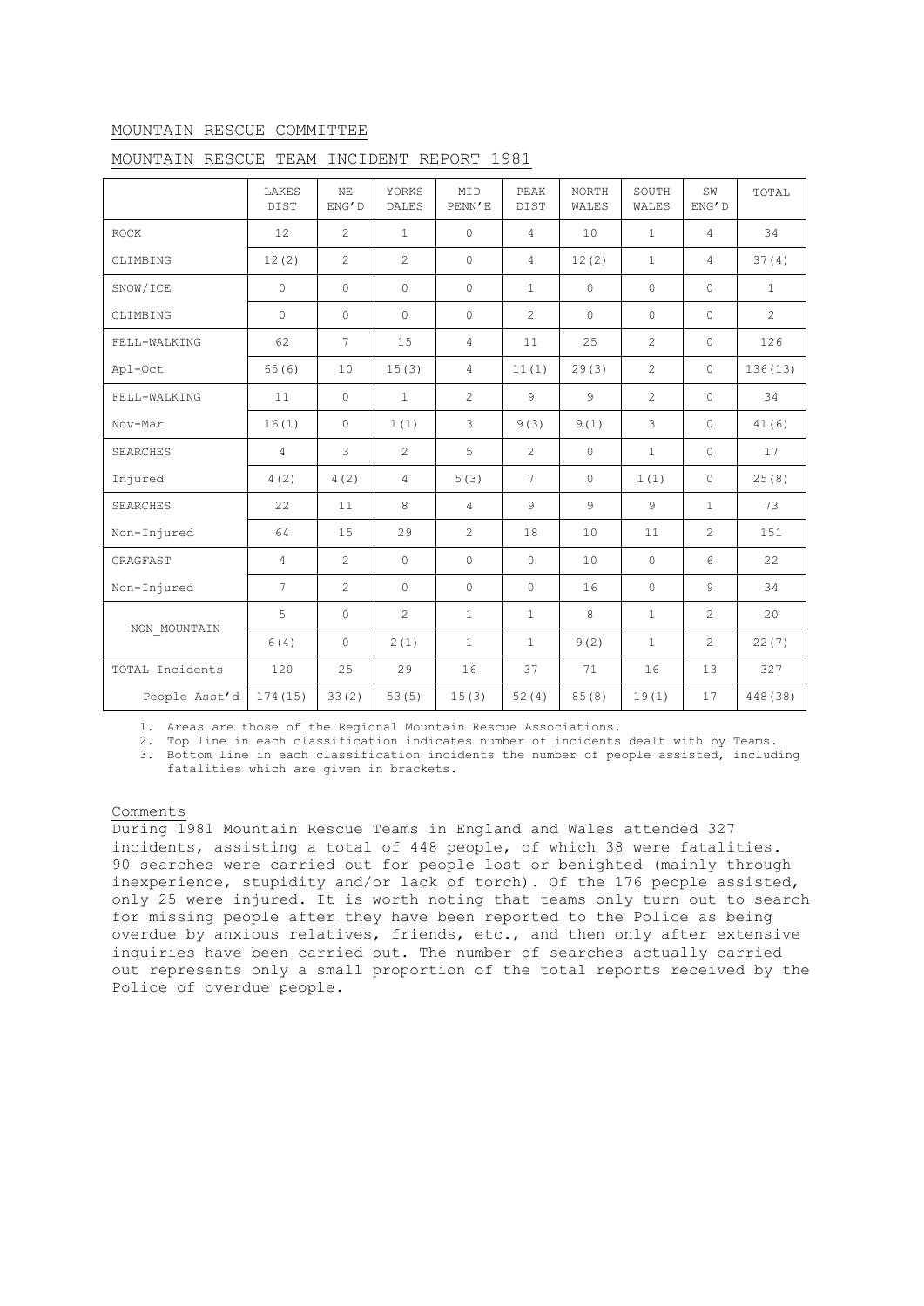MOUNTAIN RESCUE COMMITTEE

MOUNTAIN RESCUE TEAM INCIDENT REPORT 1981

| | LAKES DIST | NE ENG'D | YORKS DALES | MID PENN'E | PEAK DIST | NORTH WALES | SOUTH WALES | SW ENG'D | TOTAL |
|---|---|---|---|---|---|---|---|---|---|
| ROCK | 12 | 2 | 1 | 0 | 4 | 10 | 1 | 4 | 34 |
| CLIMBING | 12(2) | 2 | 2 | 0 | 4 | 12(2) | 1 | 4 | 37(4) |
| SNOW/ICE | 0 | 0 | 0 | 0 | 1 | 0 | 0 | 0 | 1 |
| CLIMBING | 0 | 0 | 0 | 0 | 2 | 0 | 0 | 0 | 2 |
| FELL-WALKING | 62 | 7 | 15 | 4 | 11 | 25 | 2 | 0 | 126 |
| Apl-Oct | 65(6) | 10 | 15(3) | 4 | 11(1) | 29(3) | 2 | 0 | 136(13) |
| FELL-WALKING | 11 | 0 | 1 | 2 | 9 | 9 | 2 | 0 | 34 |
| Nov-Mar | 16(1) | 0 | 1(1) | 3 | 9(3) | 9(1) | 3 | 0 | 41(6) |
| SEARCHES | 4 | 3 | 2 | 5 | 2 | 0 | 1 | 0 | 17 |
| Injured | 4(2) | 4(2) | 4 | 5(3) | 7 | 0 | 1(1) | 0 | 25(8) |
| SEARCHES | 22 | 11 | 8 | 4 | 9 | 9 | 9 | 1 | 73 |
| Non-Injured | 64 | 15 | 29 | 2 | 18 | 10 | 11 | 2 | 151 |
| CRAGFAST | 4 | 2 | 0 | 0 | 0 | 10 | 0 | 6 | 22 |
| Non-Injured | 7 | 2 | 0 | 0 | 0 | 16 | 0 | 9 | 34 |
| NON_MOUNTAIN | 5 | 0 | 2 | 1 | 1 | 8 | 1 | 2 | 20 |
| | 6(4) | 0 | 2(1) | 1 | 1 | 9(2) | 1 | 2 | 22(7) |
| TOTAL Incidents | 120 | 25 | 29 | 16 | 37 | 71 | 16 | 13 | 327 |
| People Asst'd | 174(15) | 33(2) | 53(5) | 15(3) | 52(4) | 85(8) | 19(1) | 17 | 448(38) |

1. Areas are those of the Regional Mountain Rescue Associations.
2. Top line in each classification indicates number of incidents dealt with by Teams.
3. Bottom line in each classification incidents the number of people assisted, including fatalities which are given in brackets.

Comments

During 1981 Mountain Rescue Teams in England and Wales attended 327 incidents, assisting a total of 448 people, of which 38 were fatalities. 90 searches were carried out for people lost or benighted (mainly through inexperience, stupidity and/or lack of torch). Of the 176 people assisted, only 25 were injured. It is worth noting that teams only turn out to search for missing people after they have been reported to the Police as being overdue by anxious relatives, friends, etc., and then only after extensive inquiries have been carried out. The number of searches actually carried out represents only a small proportion of the total reports received by the Police of overdue people.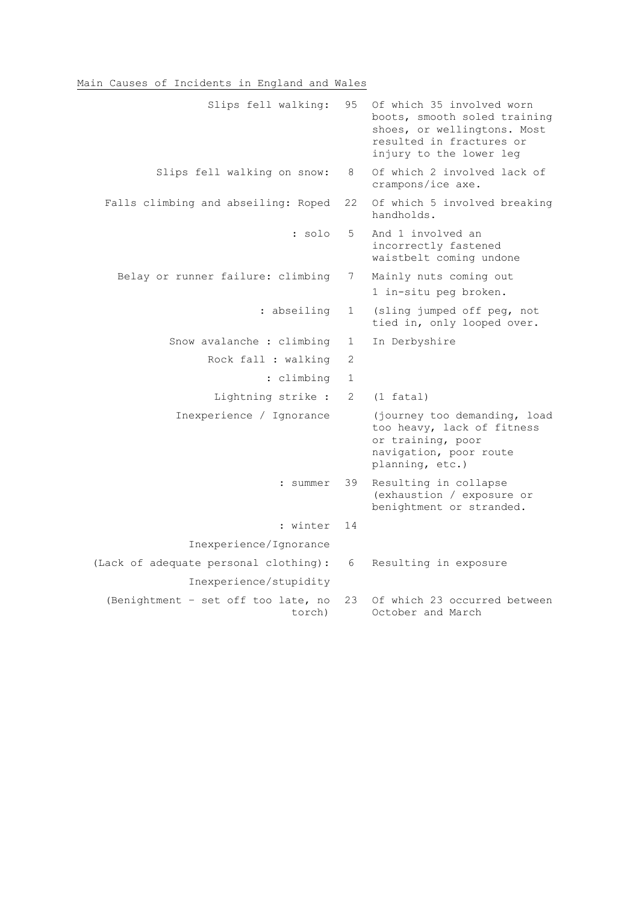Main Causes of Incidents in England and Wales

| Cause | Number | Notes |
|---|---|---|
| Slips fell walking: | 95 | Of which 35 involved worn boots, smooth soled training shoes, or wellingtons. Most resulted in fractures or injury to the lower leg |
| Slips fell walking on snow: | 8 | Of which 2 involved lack of crampons/ice axe. |
| Falls climbing and abseiling: Roped | 22 | Of which 5 involved breaking handholds. |
| : solo | 5 | And 1 involved an incorrectly fastened waistbelt coming undone |
| Belay or runner failure: climbing | 7 | Mainly nuts coming out 1 in-situ peg broken. |
| : abseiling | 1 | (sling jumped off peg, not tied in, only looped over. |
| Snow avalanche : climbing | 1 | In Derbyshire |
| Rock fall : walking | 2 | |
| : climbing | 1 | |
| Lightning strike : | 2 | (1 fatal) |
| Inexperience / Ignorance | | (journey too demanding, load too heavy, lack of fitness or training, poor navigation, poor route planning, etc.) |
| : summer | 39 | Resulting in collapse (exhaustion / exposure or benightment or stranded. |
| : winter | 14 | |
| Inexperience/Ignorance (Lack of adequate personal clothing): | 6 | Resulting in exposure |
| Inexperience/stupidity (Benightment - set off too late, no torch) | 23 | Of which 23 occurred between October and March |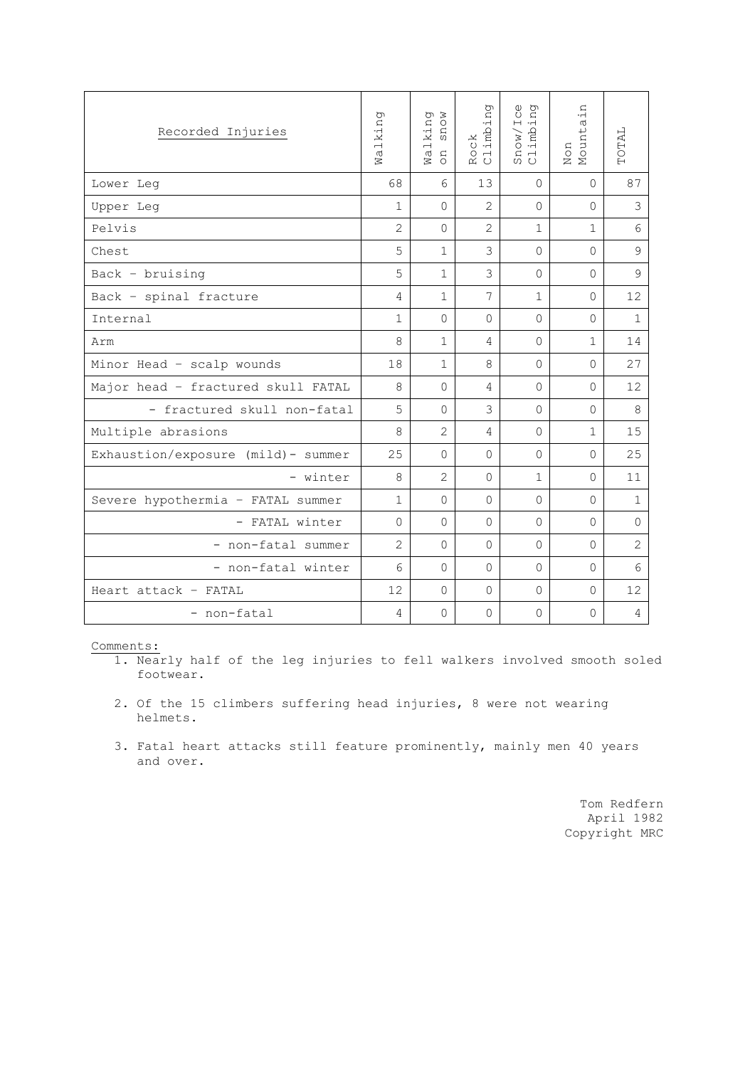| Recorded Injuries | Walking | Walking on snow | Rock Climbing | Snow/Ice Climbing | Non Mountain | TOTAL |
|---|---|---|---|---|---|---|
| Lower Leg | 68 | 6 | 13 | 0 | 0 | 87 |
| Upper Leg | 1 | 0 | 2 | 0 | 0 | 3 |
| Pelvis | 2 | 0 | 2 | 1 | 1 | 6 |
| Chest | 5 | 1 | 3 | 0 | 0 | 9 |
| Back - bruising | 5 | 1 | 3 | 0 | 0 | 9 |
| Back - spinal fracture | 4 | 1 | 7 | 1 | 0 | 12 |
| Internal | 1 | 0 | 0 | 0 | 0 | 1 |
| Arm | 8 | 1 | 4 | 0 | 1 | 14 |
| Minor Head - scalp wounds | 18 | 1 | 8 | 0 | 0 | 27 |
| Major head - fractured skull FATAL | 8 | 0 | 4 | 0 | 0 | 12 |
| - fractured skull non-fatal | 5 | 0 | 3 | 0 | 0 | 8 |
| Multiple abrasions | 8 | 2 | 4 | 0 | 1 | 15 |
| Exhaustion/exposure (mild)- summer | 25 | 0 | 0 | 0 | 0 | 25 |
| - winter | 8 | 2 | 0 | 1 | 0 | 11 |
| Severe hypothermia - FATAL summer | 1 | 0 | 0 | 0 | 0 | 1 |
| - FATAL winter | 0 | 0 | 0 | 0 | 0 | 0 |
| - non-fatal summer | 2 | 0 | 0 | 0 | 0 | 2 |
| - non-fatal winter | 6 | 0 | 0 | 0 | 0 | 6 |
| Heart attack - FATAL | 12 | 0 | 0 | 0 | 0 | 12 |
| - non-fatal | 4 | 0 | 0 | 0 | 0 | 4 |

Comments:

1. Nearly half of the leg injuries to fell walkers involved smooth soled footwear.
2. Of the 15 climbers suffering head injuries, 8 were not wearing helmets.
3. Fatal heart attacks still feature prominently, mainly men 40 years and over.

Tom Redfern
April 1982
Copyright MRC